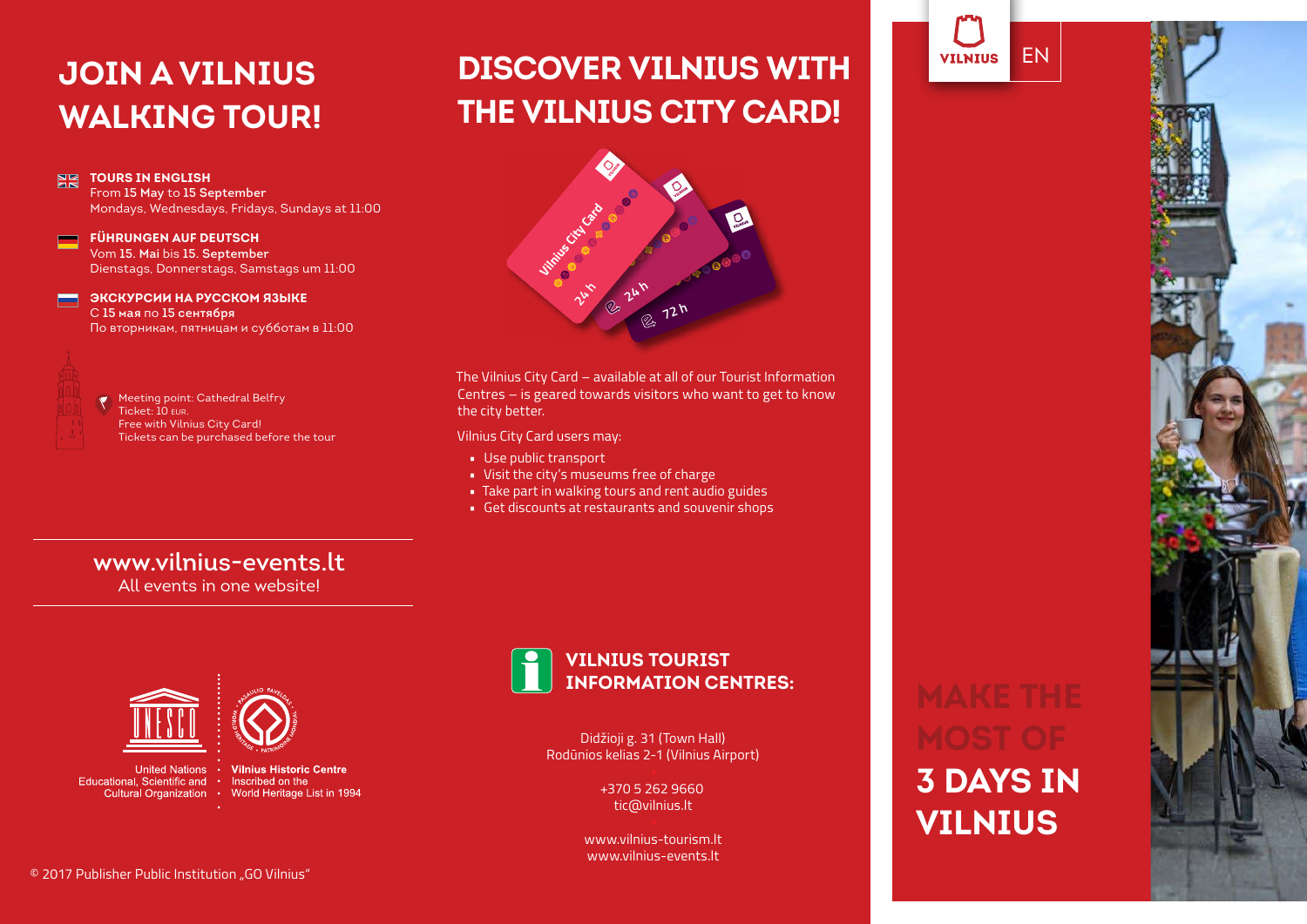# JOIN A VILNIUS WALKING TOUR!

**TOURS IN ENGLISH**
From **15 May** to **15 September**
Mondays, Wednesdays, Fridays, Sundays at 11:00

**FÜHRUNGEN AUF DEUTSCH**
Vom **15. Mai** bis **15. September**
Dienstags, Donnerstags, Samstags um 11:00

**ЭКСКУРСИИ НА РУССКОМ ЯЗЫКЕ**
С **15 мая** по **15 сентября**
По вторникам, пятницам и субботам в 11:00

Meeting point: Cathedral Belfry
Ticket: 10 EUR.
Free with Vilnius City Card!
Tickets can be purchased before the tour

**www.vilnius-events.lt**
All events in one website!

United Nations Educational, Scientific and Cultural Organization

**Vilnius Historic Centre**
Inscribed on the World Heritage List in 1994

© 2017 Publisher Public Institution „GO Vilnius"

# DISCOVER VILNIUS WITH THE VILNIUS CITY CARD!

The Vilnius City Card – available at all of our Tourist Information Centres – is geared towards visitors who want to get to know the city better.

Vilnius City Card users may:

- Use public transport
- Visit the city's museums free of charge
- Take part in walking tours and rent audio guides
- Get discounts at restaurants and souvenir shops

## VILNIUS TOURIST INFORMATION CENTRES:

Didžioji g. 31 (Town Hall)
Rodūnios kelias 2-1 (Vilnius Airport)

+370 5 262 9660
tic@vilnius.lt

www.vilnius-tourism.lt
www.vilnius-events.lt

VILNIUS EN

# MAKE THE MOST OF 3 DAYS IN VILNIUS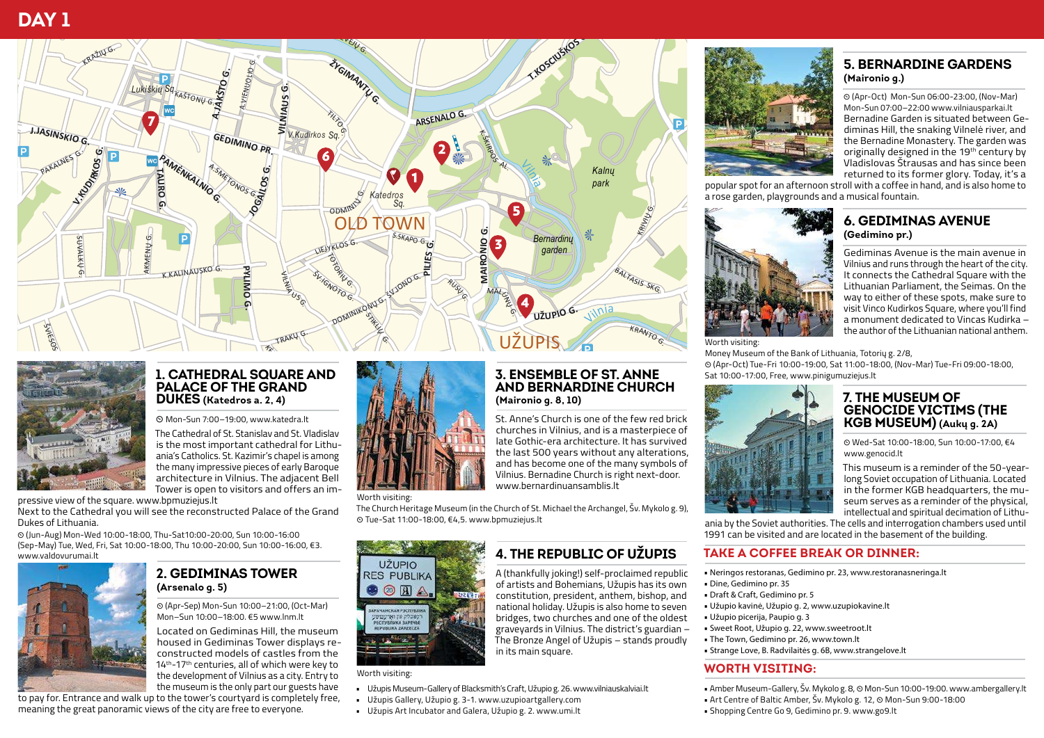# DAY 1

## 1. CATHEDRAL SQUARE AND PALACE OF THE GRAND DUKES (Katedros a. 2, 4)

⊙ Mon-Sun 7:00–19:00, www.katedra.lt

The Cathedral of St. Stanislav and St. Vladislav is the most important cathedral for Lithuania's Catholics. St. Kazimir's chapel is among the many impressive pieces of early Baroque architecture in Vilnius. The adjacent Bell Tower is open to visitors and offers an impressive view of the square. www.bpmuziejus.lt

Next to the Cathedral you will see the reconstructed Palace of the Grand Dukes of Lithuania.

⊙ (Jun-Aug) Mon-Wed 10:00-18:00, Thu-Sat10:00-20:00, Sun 10:00-16:00 (Sep-May) Tue, Wed, Fri, Sat 10:00-18:00, Thu 10:00-20:00, Sun 10:00-16:00, €3. www.valdovurumai.lt

## 2. GEDIMINAS TOWER (Arsenalo g. 5)

⊙ (Apr-Sep) Mon-Sun 10:00–21:00, (Oct-Mar) Mon–Sun 10:00–18:00. €5 www.lnm.lt

Located on Gediminas Hill, the museum housed in Gediminas Tower displays reconstructed models of castles from the 14th-17th centuries, all of which were key to the development of Vilnius as a city. Entry to the museum is the only part our guests have to pay for. Entrance and walk up to the tower's courtyard is completely free, meaning the great panoramic views of the city are free to everyone.

## 3. ENSEMBLE OF ST. ANNE AND BERNARDINE CHURCH (Maironio g. 8, 10)

St. Anne's Church is one of the few red brick churches in Vilnius, and is a masterpiece of late Gothic-era architecture. It has survived the last 500 years without any alterations, and has become one of the many symbols of Vilnius. Bernardine Church is right next-door. www.bernardinuansamblis.lt

Worth visiting:

The Church Heritage Museum (in the Church of St. Michael the Archangel, Šv. Mykolo g. 9), ⊙ Tue-Sat 11:00-18:00, €4,5. www.bpmuziejus.lt

## 4. THE REPUBLIC OF UŽUPIS

A (thankfully joking!) self-proclaimed republic of artists and Bohemians, Užupis has its own constitution, president, anthem, bishop, and national holiday. Užupis is also home to seven bridges, two churches and one of the oldest graveyards in Vilnius. The district's guardian – The Bronze Angel of Užupis – stands proudly in its main square.

Worth visiting:

- Užupis Museum-Gallery of Blacksmith's Craft, Užupio g. 26. www.vilniauskalviai.lt
- Užupis Gallery, Užupio g. 3-1. www.uzupioartgallery.com
- Užupis Art Incubator and Galera, Užupio g. 2. www.umi.lt

## 5. BERNARDINE GARDENS (Maironio g.)

⊙ (Apr-Oct) Mon-Sun 06:00-23:00, (Nov-Mar) Mon-Sun 07:00–22:00 www.vilniausparkai.lt

Bernadine Garden is situated between Gediminas Hill, the snaking Vilnelė river, and the Bernadine Monastery. The garden was originally designed in the 19th century by Vladislovas Štrausas and has since been returned to its former glory. Today, it's a popular spot for an afternoon stroll with a coffee in hand, and is also home to a rose garden, playgrounds and a musical fountain.

## 6. GEDIMINAS AVENUE (Gedimino pr.)

Gediminas Avenue is the main avenue in Vilnius and runs through the heart of the city. It connects the Cathedral Square with the Lithuanian Parliament, the Seimas. On the way to either of these spots, make sure to visit Vinco Kudirkos Square, where you'll find a monument dedicated to Vincas Kudirka – the author of the Lithuanian national anthem.

Worth visiting:

Money Museum of the Bank of Lithuania, Totorių g. 2/8, ⊙ (Apr-Oct) Tue-Fri 10:00-19:00, Sat 11:00-18:00, (Nov-Mar) Tue-Fri 09:00-18:00, Sat 10:00-17:00, Free, www.pinigumuziejus.lt

## 7. THE MUSEUM OF GENOCIDE VICTIMS (THE KGB MUSEUM) (Aukų g. 2A)

⊙ Wed-Sat 10:00-18:00, Sun 10:00-17:00, €4 www.genocid.lt

This museum is a reminder of the 50-year-long Soviet occupation of Lithuania. Located in the former KGB headquarters, the museum serves as a reminder of the physical, intellectual and spiritual decimation of Lithuania by the Soviet authorities. The cells and interrogation chambers used until 1991 can be visited and are located in the basement of the building.

## TAKE A COFFEE BREAK OR DINNER:

- Neringos restoranas, Gedimino pr. 23, www.restoranasneringa.lt
- Dine, Gedimino pr. 35
- Draft & Craft, Gedimino pr. 5
- Užupio kavinė, Užupio g. 2, www.uzupiokavine.lt
- Užupio picerija, Paupio g. 3
- Sweet Root, Užupio g. 22, www.sweetroot.lt
- The Town, Gedimino pr. 26, www.town.lt
- Strange Love, B. Radvilaitės g. 6B, www.strangelove.lt

## WORTH VISITING:

- Amber Museum-Gallery, Šv. Mykolo g. 8, ⊙ Mon-Sun 10:00-19:00. www.ambergallery.lt
- Art Centre of Baltic Amber, Šv. Mykolo g. 12, ⊙ Mon-Sun 9:00-18:00
- Shopping Centre Go 9, Gedimino pr. 9. www.go9.lt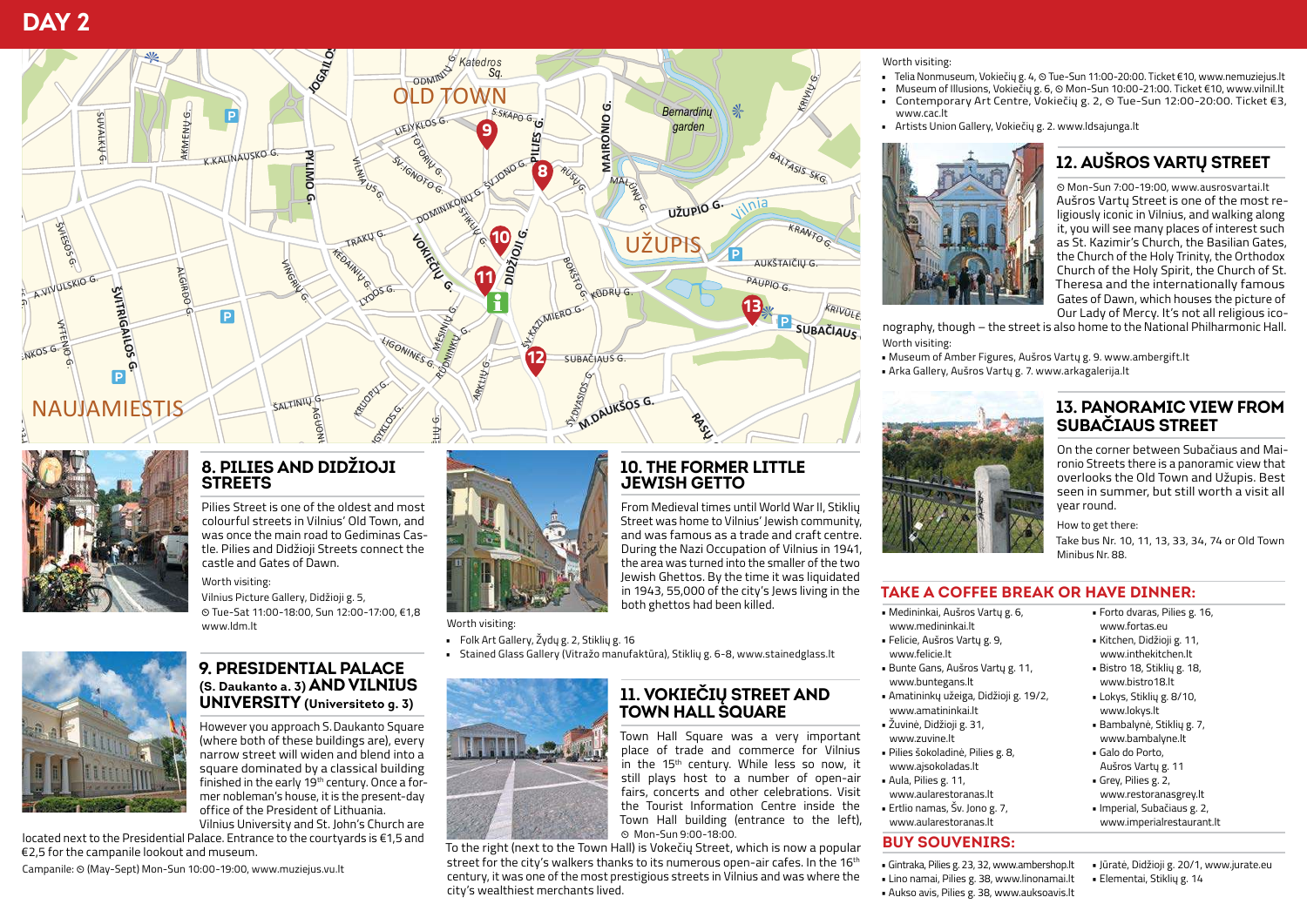# DAY 2

## 8. PILIES AND DIDŽIOJI STREETS

Pilies Street is one of the oldest and most colourful streets in Vilnius' Old Town, and was once the main road to Gediminas Castle. Pilies and Didžioji Streets connect the castle and Gates of Dawn.

Worth visiting:

Vilnius Picture Gallery, Didžioji g. 5, ⊙ Tue-Sat 11:00-18:00, Sun 12:00-17:00, €1,8 www.ldm.lt

## 9. PRESIDENTIAL PALACE (S. Daukanto a. 3) AND VILNIUS UNIVERSITY (Universiteto g. 3)

However you approach S. Daukanto Square (where both of these buildings are), every narrow street will widen and blend into a square dominated by a classical building finished in the early 19th century. Once a former nobleman's house, it is the present-day office of the President of Lithuania. Vilnius University and St. John's Church are located next to the Presidential Palace. Entrance to the courtyards is €1,5 and €2,5 for the campanile lookout and museum.

Campanile: ⊙ (May-Sept) Mon-Sun 10:00-19:00, www.muziejus.vu.lt

## 10. THE FORMER LITTLE JEWISH GETTO

From Medieval times until World War II, Stiklių Street was home to Vilnius' Jewish community, and was famous as a trade and craft centre. During the Nazi Occupation of Vilnius in 1941, the area was turned into the smaller of the two Jewish Ghettos. By the time it was liquidated in 1943, 55,000 of the city's Jews living in the both ghettos had been killed.

Worth visiting:

- Folk Art Gallery, Žydų g. 2, Stiklių g. 16
- Stained Glass Gallery (Vitražo manufaktūra), Stiklių g. 6-8, www.stainedglass.lt

## 11. VOKIEČIŲ STREET AND TOWN HALL SQUARE

Town Hall Square was a very important place of trade and commerce for Vilnius in the 15th century. While less so now, it still plays host to a number of open-air fairs, concerts and other celebrations. Visit the Tourist Information Centre inside the Town Hall building (entrance to the left), ⊙ Mon-Sun 9:00-18:00.

To the right (next to the Town Hall) is Vokečių Street, which is now a popular street for the city's walkers thanks to its numerous open-air cafes. In the 16th century, it was one of the most prestigious streets in Vilnius and was where the city's wealthiest merchants lived.

Worth visiting:

- Telia Nonmuseum, Vokiečių g. 4, ⊙ Tue-Sun 11:00-20:00. Ticket €10, www.nemuziejus.lt
- Museum of Illusions, Vokiečių g. 6, ⊙ Mon-Sun 10:00-21:00. Ticket €10, www.vilnil.lt
- Contemporary Art Centre, Vokiečių g. 2, ⊙ Tue-Sun 12:00-20:00. Ticket €3, www.cac.lt
- Artists Union Gallery, Vokiečių g. 2. www.ldsajunga.lt

## 12. AUŠROS VARTŲ STREET

⊙ Mon-Sun 7:00-19:00, www.ausrosvartai.lt

Aušros Vartų Street is one of the most religiously iconic in Vilnius, and walking along it, you will see many places of interest such as St. Kazimir's Church, the Basilian Gates, the Church of the Holy Trinity, the Orthodox Church of the Holy Spirit, the Church of St. Theresa and the internationally famous Gates of Dawn, which houses the picture of Our Lady of Mercy. It's not all religious iconography, though – the street is also home to the National Philharmonic Hall.

Worth visiting:

- Museum of Amber Figures, Aušros Vartų g. 9. www.ambergift.lt
- Arka Gallery, Aušros Vartų g. 7. www.arkagalerija.lt

## 13. PANORAMIC VIEW FROM SUBAČIAUS STREET

On the corner between Subačiaus and Maironio Streets there is a panoramic view that overlooks the Old Town and Užupis. Best seen in summer, but still worth a visit all year round.

How to get there:

Take bus Nr. 10, 11, 13, 33, 34, 74 or Old Town Minibus Nr. 88.

## TAKE A COFFEE BREAK OR HAVE DINNER:

- Medininkai, Aušros Vartų g. 6, www.medininkai.lt
- Felicie, Aušros Vartų g. 9, www.felicie.lt
- Bunte Gans, Aušros Vartų g. 11, www.buntegans.lt
- Amatininkų užeiga, Didžioji g. 19/2, www.amatininkai.lt
- Žuvinė, Didžioji g. 31, www.zuvine.lt
- Pilies šokoladinė, Pilies g. 8, www.ajsokoladas.lt
- Aula, Pilies g. 11, www.aularestoranas.lt
- Ertlio namas, Šv. Jono g. 7, www.aularestoranas.lt
- Forto dvaras, Pilies g. 16, www.fortas.eu
- Kitchen, Didžioji g. 11, www.inthekitchen.lt
- Bistro 18, Stiklių g. 18, www.bistro18.lt
- Lokys, Stiklių g. 8/10, www.lokys.lt
- Bambalynė, Stiklių g. 7, www.bambalyne.lt
- Galo do Porto, Aušros Vartų g. 11
- Grey, Pilies g. 2, www.restoranasgrey.lt
- Imperial, Subačiaus g. 2, www.imperialrestaurant.lt

## BUY SOUVENIRS:

- Gintraka, Pilies g. 23, 32, www.ambershop.lt
- Lino namai, Pilies g. 38, www.linonamai.lt
- Aukso avis, Pilies g. 38, www.auksoavis.lt
- Jūratė, Didžioji g. 20/1, www.jurate.eu
- Elementai, Stiklių g. 14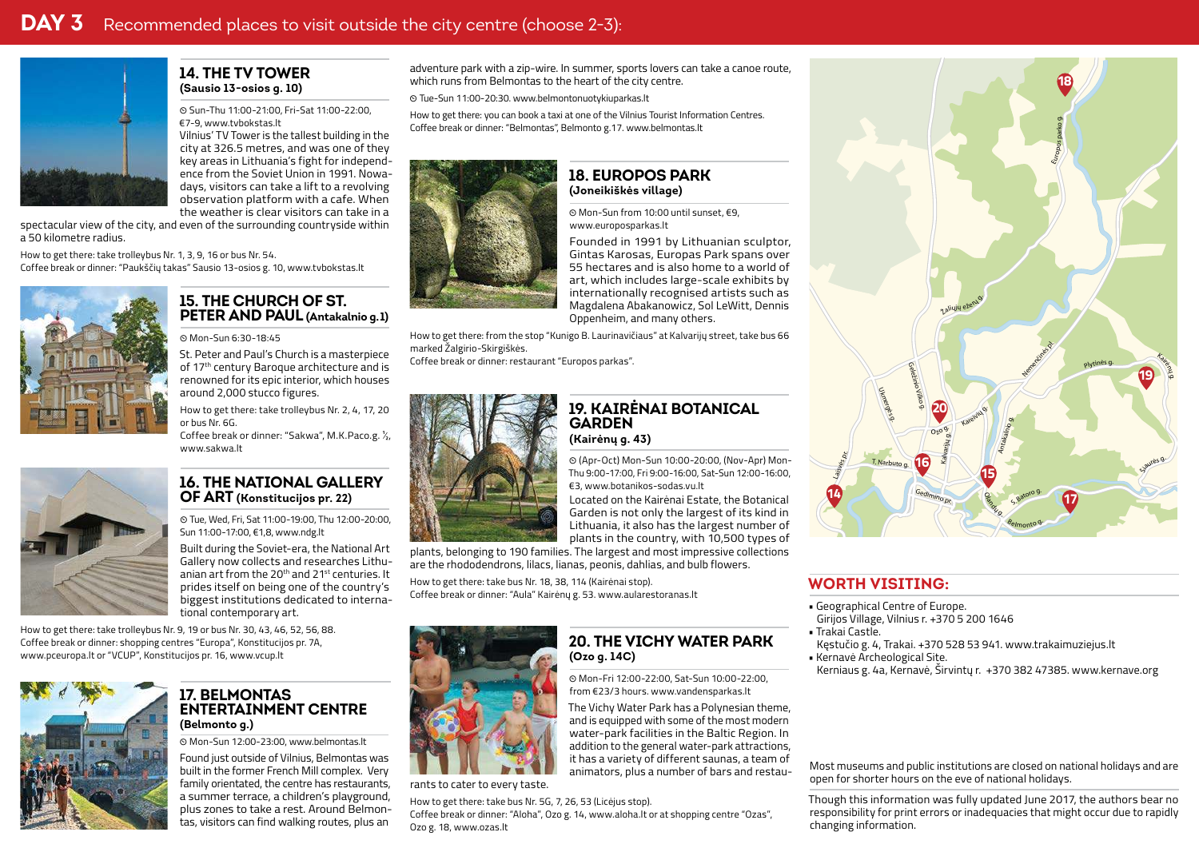# DAY 3 Recommended places to visit outside the city centre (choose 2-3):

## 14. THE TV TOWER
**(Sausio 13-osios g. 10)**

Sun-Thu 11:00-21:00, Fri-Sat 11:00-22:00, €7-9, www.tvbokstas.lt

Vilnius' TV Tower is the tallest building in the city at 326.5 metres, and was one of they key areas in Lithuania's fight for independence from the Soviet Union in 1991. Nowadays, visitors can take a lift to a revolving observation platform with a cafe. When the weather is clear visitors can take in a spectacular view of the city, and even of the surrounding countryside within a 50 kilometre radius.

How to get there: take trolleybus Nr. 1, 3, 9, 16 or bus Nr. 54.
Coffee break or dinner: "Paukščių takas" Sausio 13-osios g. 10, www.tvbokstas.lt

## 15. THE CHURCH OF ST. PETER AND PAUL (Antakalnio g. 1)

Mon-Sun 6:30-18:45

St. Peter and Paul's Church is a masterpiece of 17th century Baroque architecture and is renowned for its epic interior, which houses around 2,000 stucco figures.

How to get there: take trolleybus Nr. 2, 4, 17, 20 or bus Nr. 6G.
Coffee break or dinner: "Sakwa", M.K.Paco.g. ⅟₂, www.sakwa.lt

## 16. THE NATIONAL GALLERY OF ART (Konstitucijos pr. 22)

Tue, Wed, Fri, Sat 11:00-19:00, Thu 12:00-20:00, Sun 11:00-17:00, €1,8, www.ndg.lt

Built during the Soviet-era, the National Art Gallery now collects and researches Lithuanian art from the 20th and 21st centuries. It prides itself on being one of the country's biggest institutions dedicated to international contemporary art.

How to get there: take trolleybus Nr. 9, 19 or bus Nr. 30, 43, 46, 52, 56, 88.
Coffee break or dinner: shopping centres "Europa", Konstitucijos pr. 7A, www.pceuropa.lt or "VCUP", Konstitucijos pr. 16, www.vcup.lt

## 17. BELMONTAS ENTERTAINMENT CENTRE
**(Belmonto g.)**

Mon-Sun 12:00-23:00, www.belmontas.lt

Found just outside of Vilnius, Belmontas was built in the former French Mill complex. Very family orientated, the centre has restaurants, a summer terrace, a children's playground, plus zones to take a rest. Around Belmontas, visitors can find walking routes, plus an adventure park with a zip-wire. In summer, sports lovers can take a canoe route, which runs from Belmontas to the heart of the city centre.

Tue-Sun 11:00-20:30. www.belmontonuotykiuparkas.lt

How to get there: you can book a taxi at one of the Vilnius Tourist Information Centres.
Coffee break or dinner: "Belmontas", Belmonto g.17. www.belmontas.lt

## 18. EUROPOS PARK
**(Joneikiškės village)**

Mon-Sun from 10:00 until sunset, €9, www.europosparkas.lt

Founded in 1991 by Lithuanian sculptor, Gintas Karosas, Europas Park spans over 55 hectares and is also home to a world of art, which includes large-scale exhibits by internationally recognised artists such as Magdalena Abakanowicz, Sol LeWitt, Dennis Oppenheim, and many others.

How to get there: from the stop "Kunigo B. Laurinavičiaus" at Kalvarijų street, take bus 66 marked Žalgirio-Skirgiškės.
Coffee break or dinner: restaurant "Europos parkas".

## 19. KAIRĖNAI BOTANICAL GARDEN
**(Kairėnų g. 43)**

(Apr-Oct) Mon-Sun 10:00-20:00, (Nov-Apr) Mon-Thu 9:00-17:00, Fri 9:00-16:00, Sat-Sun 12:00-16:00, €3, www.botanikos-sodas.vu.lt

Located on the Kairėnai Estate, the Botanical Garden is not only the largest of its kind in Lithuania, it also has the largest number of plants in the country, with 10,500 types of plants, belonging to 190 families. The largest and most impressive collections are the rhododendrons, lilacs, lianas, peonis, dahlias, and bulb flowers.

How to get there: take bus Nr. 18, 38, 114 (Kairėnai stop).
Coffee break or dinner: "Aula" Kairėnų g. 53. www.aularestoranas.lt

## 20. THE VICHY WATER PARK
**(Ozo g. 14C)**

Mon-Fri 12:00-22:00, Sat-Sun 10:00-22:00, from €23/3 hours. www.vandensparkas.lt

The Vichy Water Park has a Polynesian theme, and is equipped with some of the most modern water-park facilities in the Baltic Region. In addition to the general water-park attractions, it has a variety of different saunas, a team of animators, plus a number of bars and restaurants to cater to every taste.

How to get there: take bus Nr. 5G, 7, 26, 53 (Licėjus stop).
Coffee break or dinner: "Aloha", Ozo g. 14, www.aloha.lt or at shopping centre "Ozas", Ozo g. 18, www.ozas.lt

18
Europos parko g.
Žaliųjų ežerų g.
Nemenčinės pl.
Plytinės g.
Kairėnų g.
19
Geležinio Vilko g.
Ukmergės g.
20
Ozo g.
Kareivių g.
Antakalnio g.
Laisvės pr.
T. Narbuto g.
16
Kalvarijų g.
15
Saulės g.
14
Gedimino pr.
Olandų g.
S. Batoro g.
17
Belmonto g.

## WORTH VISITING:

- Geographical Centre of Europe.
  Girijos Village, Vilnius r. +370 5 200 1646
- Trakai Castle.
  Kęstučio g. 4, Trakai. +370 528 53 941. www.trakaimuziejus.lt
- Kernavė Archeological Site.
  Kerniaus g. 4a, Kernavė, Širvintų r. +370 382 47385. www.kernave.org

Most museums and public institutions are closed on national holidays and are open for shorter hours on the eve of national holidays.

Though this information was fully updated June 2017, the authors bear no responsibility for print errors or inadequacies that might occur due to rapidly changing information.